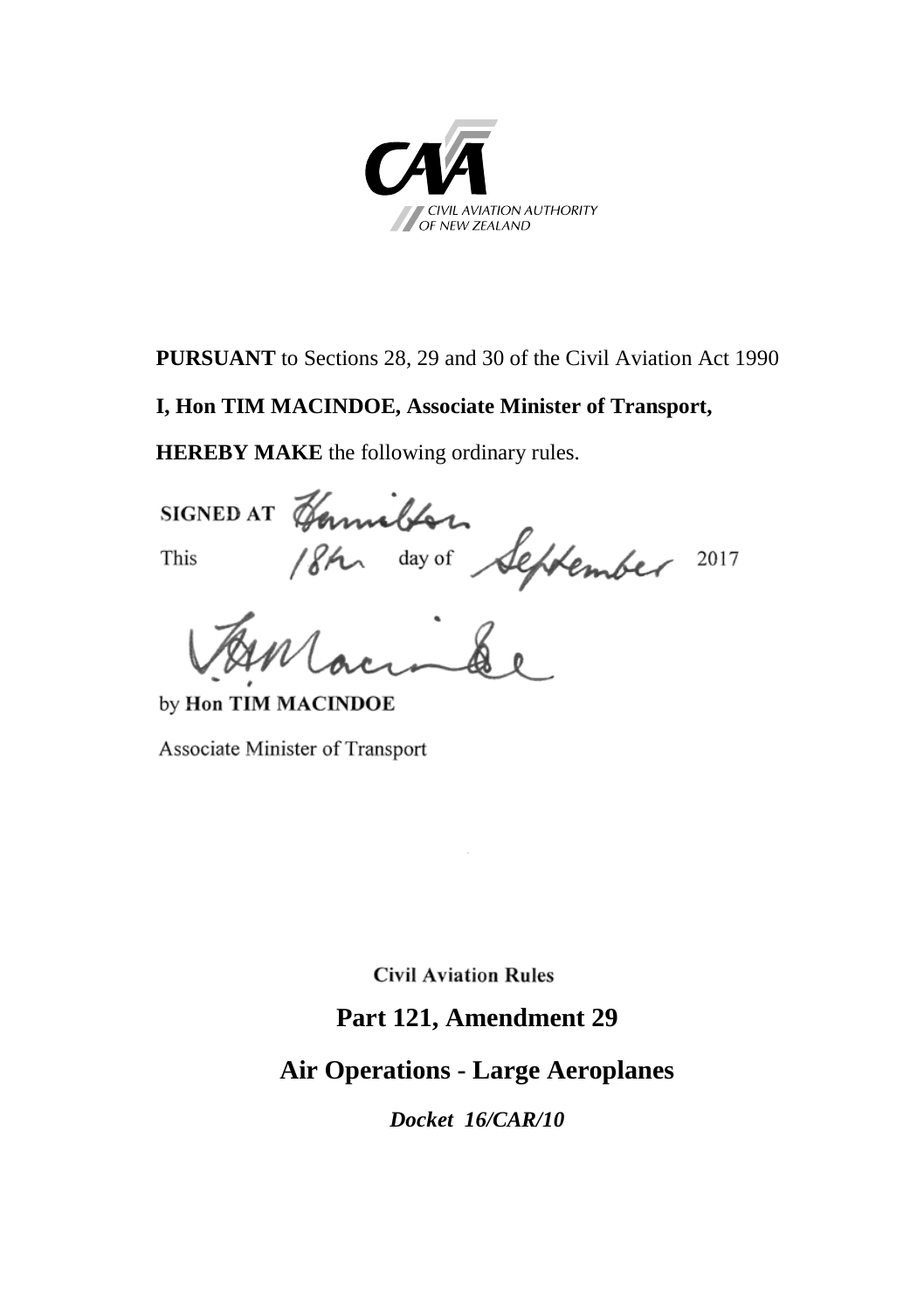CIVIL AVIATION AUTHORITY OF NEW ZEALAND

**PURSUANT** to Sections 28, 29 and 30 of the Civil Aviation Act 1990

**I, Hon TIM MACINDOE, Associate Minister of Transport,**

**HEREBY MAKE** the following ordinary rules.

**SIGNED AT** Hamilton

This 18th day of September 2017

by **Hon TIM MACINDOE**

Associate Minister of Transport

Civil Aviation Rules

# Part 121, Amendment 29

# Air Operations - Large Aeroplanes

***Docket 16/CAR/10***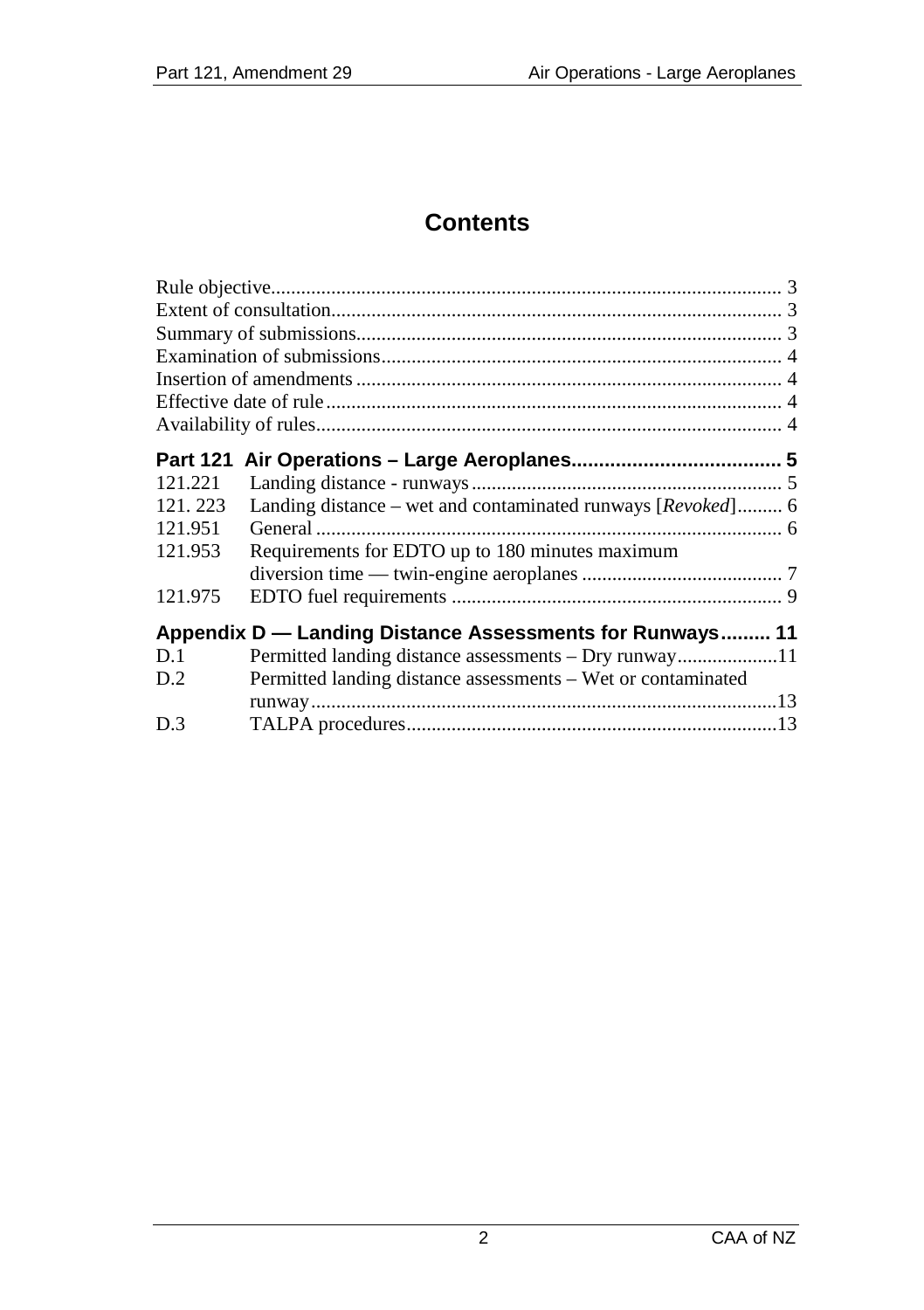# Contents

| | | |
|---|---|---|
| Rule objective | | 3 |
| Extent of consultation | | 3 |
| Summary of submissions | | 3 |
| Examination of submissions | | 4 |
| Insertion of amendments | | 4 |
| Effective date of rule | | 4 |
| Availability of rules | | 4 |
| **Part 121** | **Air Operations – Large Aeroplanes** | **5** |
| 121.221 | Landing distance - runways | 5 |
| 121. 223 | Landing distance – wet and contaminated runways [*Revoked*] | 6 |
| 121.951 | General | 6 |
| 121.953 | Requirements for EDTO up to 180 minutes maximum diversion time — twin-engine aeroplanes | 7 |
| 121.975 | EDTO fuel requirements | 9 |
| **Appendix D — Landing Distance Assessments for Runways** | | **11** |
| D.1 | Permitted landing distance assessments – Dry runway | 11 |
| D.2 | Permitted landing distance assessments – Wet or contaminated runway | 13 |
| D.3 | TALPA procedures | 13 |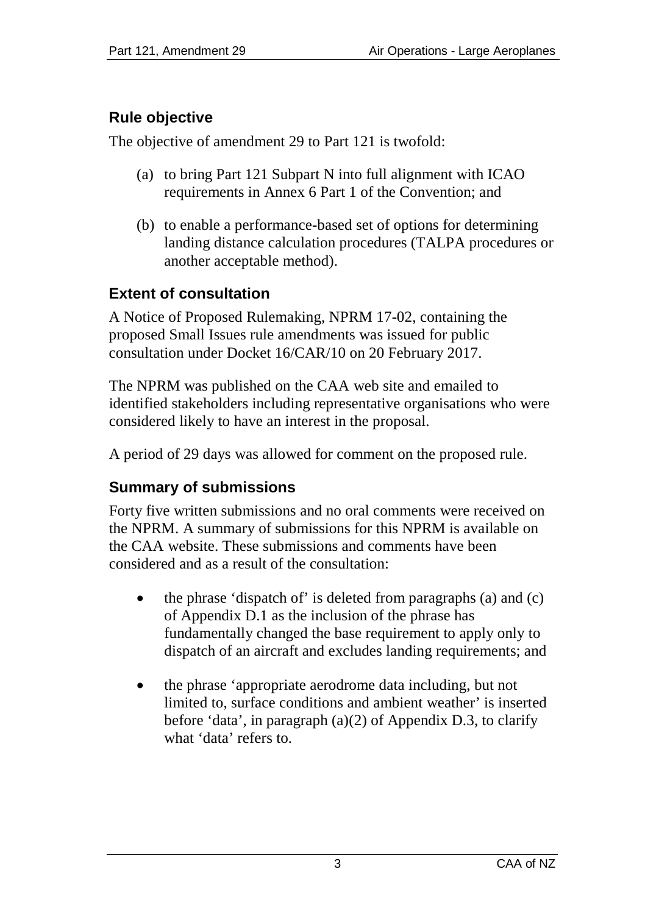## Rule objective

The objective of amendment 29 to Part 121 is twofold:

(a) to bring Part 121 Subpart N into full alignment with ICAO requirements in Annex 6 Part 1 of the Convention; and

(b) to enable a performance-based set of options for determining landing distance calculation procedures (TALPA procedures or another acceptable method).

## Extent of consultation

A Notice of Proposed Rulemaking, NPRM 17-02, containing the proposed Small Issues rule amendments was issued for public consultation under Docket 16/CAR/10 on 20 February 2017.

The NPRM was published on the CAA web site and emailed to identified stakeholders including representative organisations who were considered likely to have an interest in the proposal.

A period of 29 days was allowed for comment on the proposed rule.

## Summary of submissions

Forty five written submissions and no oral comments were received on the NPRM. A summary of submissions for this NPRM is available on the CAA website. These submissions and comments have been considered and as a result of the consultation:

- the phrase 'dispatch of' is deleted from paragraphs (a) and (c) of Appendix D.1 as the inclusion of the phrase has fundamentally changed the base requirement to apply only to dispatch of an aircraft and excludes landing requirements; and
- the phrase 'appropriate aerodrome data including, but not limited to, surface conditions and ambient weather' is inserted before 'data', in paragraph (a)(2) of Appendix D.3, to clarify what 'data' refers to.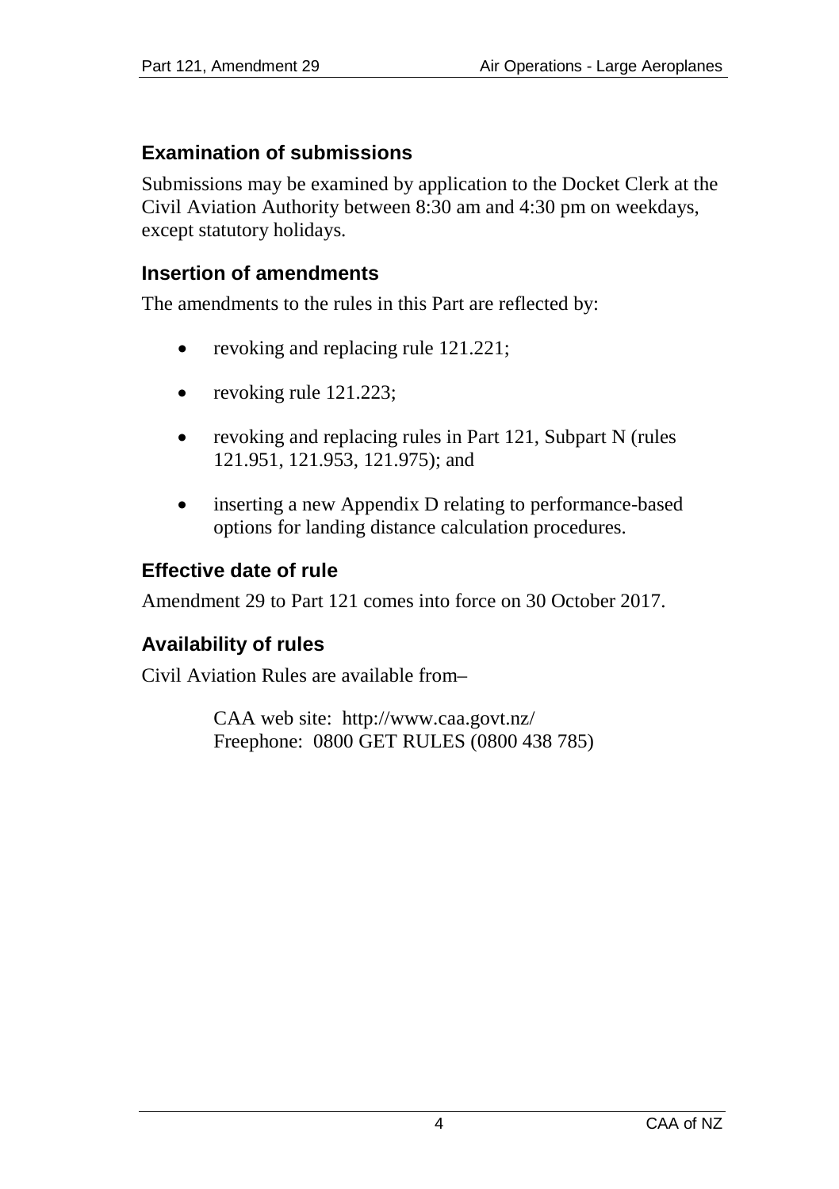## Examination of submissions

Submissions may be examined by application to the Docket Clerk at the Civil Aviation Authority between 8:30 am and 4:30 pm on weekdays, except statutory holidays.

## Insertion of amendments

The amendments to the rules in this Part are reflected by:

- revoking and replacing rule 121.221;
- revoking rule 121.223;
- revoking and replacing rules in Part 121, Subpart N (rules 121.951, 121.953, 121.975); and
- inserting a new Appendix D relating to performance-based options for landing distance calculation procedures.

## Effective date of rule

Amendment 29 to Part 121 comes into force on 30 October 2017.

## Availability of rules

Civil Aviation Rules are available from–

CAA web site: http://www.caa.govt.nz/
Freephone: 0800 GET RULES (0800 438 785)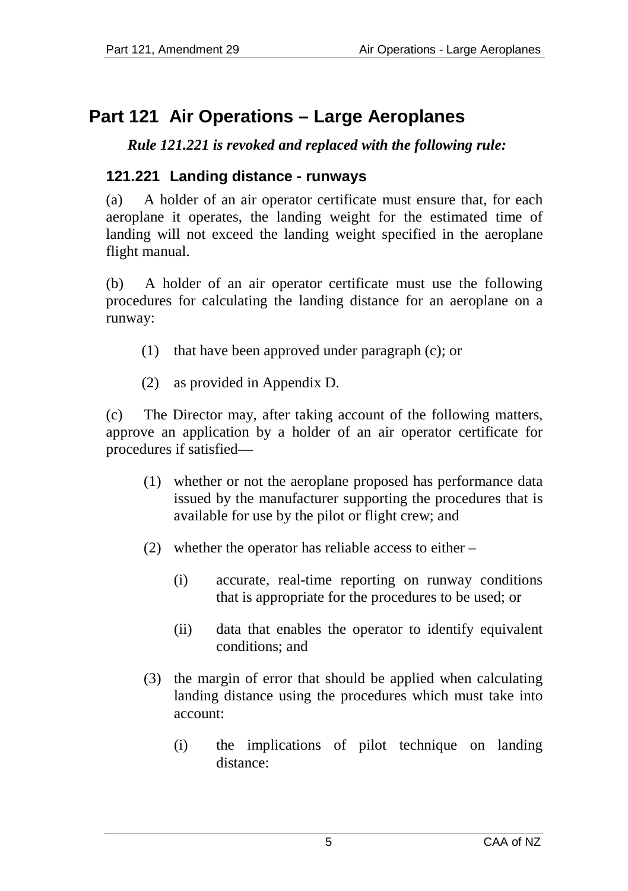# Part 121 Air Operations – Large Aeroplanes

***Rule 121.221 is revoked and replaced with the following rule:***

### 121.221 Landing distance - runways

(a) A holder of an air operator certificate must ensure that, for each aeroplane it operates, the landing weight for the estimated time of landing will not exceed the landing weight specified in the aeroplane flight manual.

(b) A holder of an air operator certificate must use the following procedures for calculating the landing distance for an aeroplane on a runway:

- (1) that have been approved under paragraph (c); or
- (2) as provided in Appendix D.

(c) The Director may, after taking account of the following matters, approve an application by a holder of an air operator certificate for procedures if satisfied—

- (1) whether or not the aeroplane proposed has performance data issued by the manufacturer supporting the procedures that is available for use by the pilot or flight crew; and
- (2) whether the operator has reliable access to either –
  - (i) accurate, real-time reporting on runway conditions that is appropriate for the procedures to be used; or
  - (ii) data that enables the operator to identify equivalent conditions; and
- (3) the margin of error that should be applied when calculating landing distance using the procedures which must take into account:
  - (i) the implications of pilot technique on landing distance: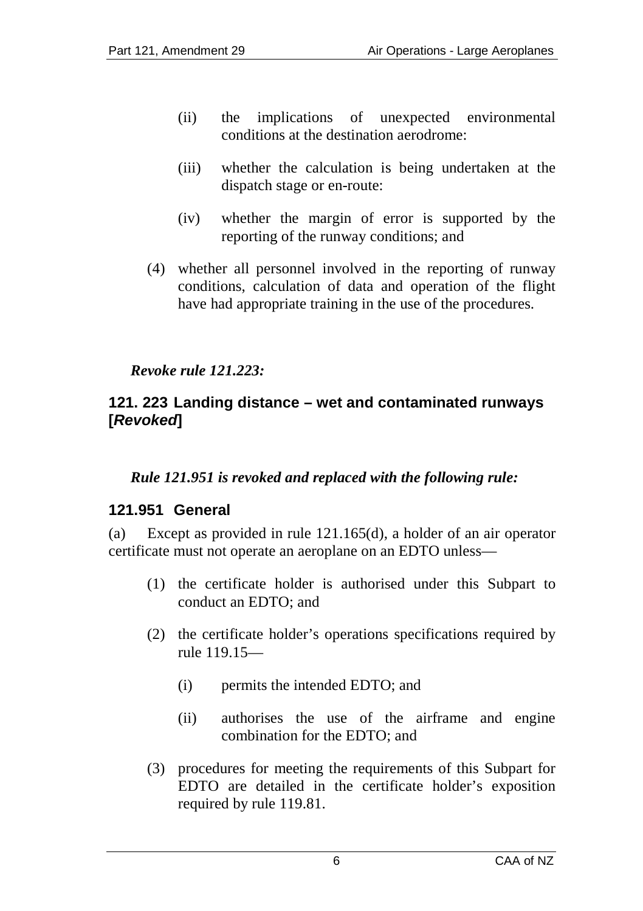(ii) the implications of unexpected environmental conditions at the destination aerodrome:

(iii) whether the calculation is being undertaken at the dispatch stage or en-route:

(iv) whether the margin of error is supported by the reporting of the runway conditions; and

(4) whether all personnel involved in the reporting of runway conditions, calculation of data and operation of the flight have had appropriate training in the use of the procedures.

***Revoke rule 121.223:***

### 121. 223 Landing distance – wet and contaminated runways [*Revoked*]

***Rule 121.951 is revoked and replaced with the following rule:***

### 121.951 General

(a) Except as provided in rule 121.165(d), a holder of an air operator certificate must not operate an aeroplane on an EDTO unless—

(1) the certificate holder is authorised under this Subpart to conduct an EDTO; and

(2) the certificate holder's operations specifications required by rule 119.15—

(i) permits the intended EDTO; and

(ii) authorises the use of the airframe and engine combination for the EDTO; and

(3) procedures for meeting the requirements of this Subpart for EDTO are detailed in the certificate holder's exposition required by rule 119.81.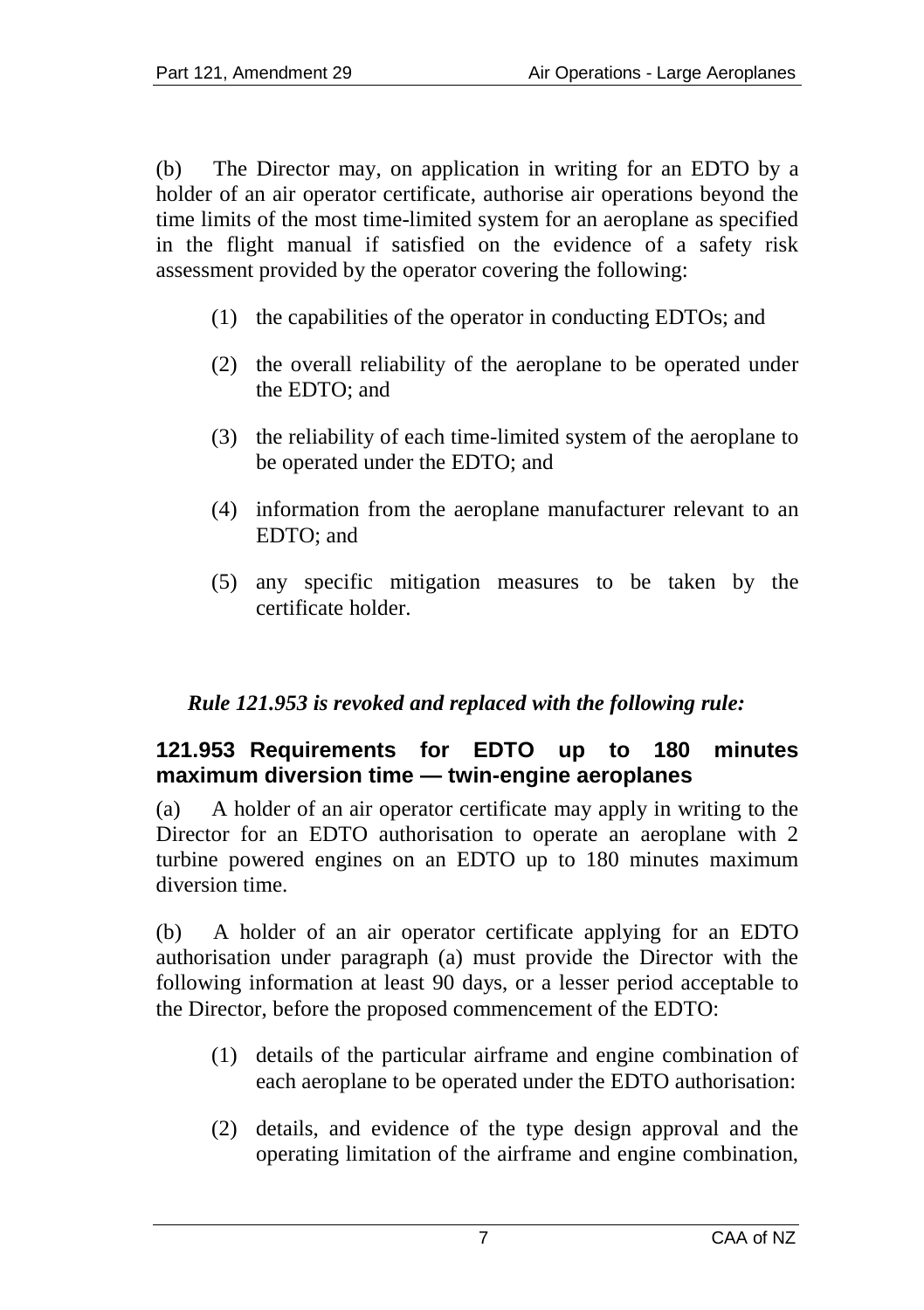(b) The Director may, on application in writing for an EDTO by a holder of an air operator certificate, authorise air operations beyond the time limits of the most time-limited system for an aeroplane as specified in the flight manual if satisfied on the evidence of a safety risk assessment provided by the operator covering the following:

(1) the capabilities of the operator in conducting EDTOs; and

(2) the overall reliability of the aeroplane to be operated under the EDTO; and

(3) the reliability of each time-limited system of the aeroplane to be operated under the EDTO; and

(4) information from the aeroplane manufacturer relevant to an EDTO; and

(5) any specific mitigation measures to be taken by the certificate holder.

***Rule 121.953 is revoked and replaced with the following rule:***

### 121.953 Requirements for EDTO up to 180 minutes maximum diversion time — twin-engine aeroplanes

(a) A holder of an air operator certificate may apply in writing to the Director for an EDTO authorisation to operate an aeroplane with 2 turbine powered engines on an EDTO up to 180 minutes maximum diversion time.

(b) A holder of an air operator certificate applying for an EDTO authorisation under paragraph (a) must provide the Director with the following information at least 90 days, or a lesser period acceptable to the Director, before the proposed commencement of the EDTO:

(1) details of the particular airframe and engine combination of each aeroplane to be operated under the EDTO authorisation:

(2) details, and evidence of the type design approval and the operating limitation of the airframe and engine combination,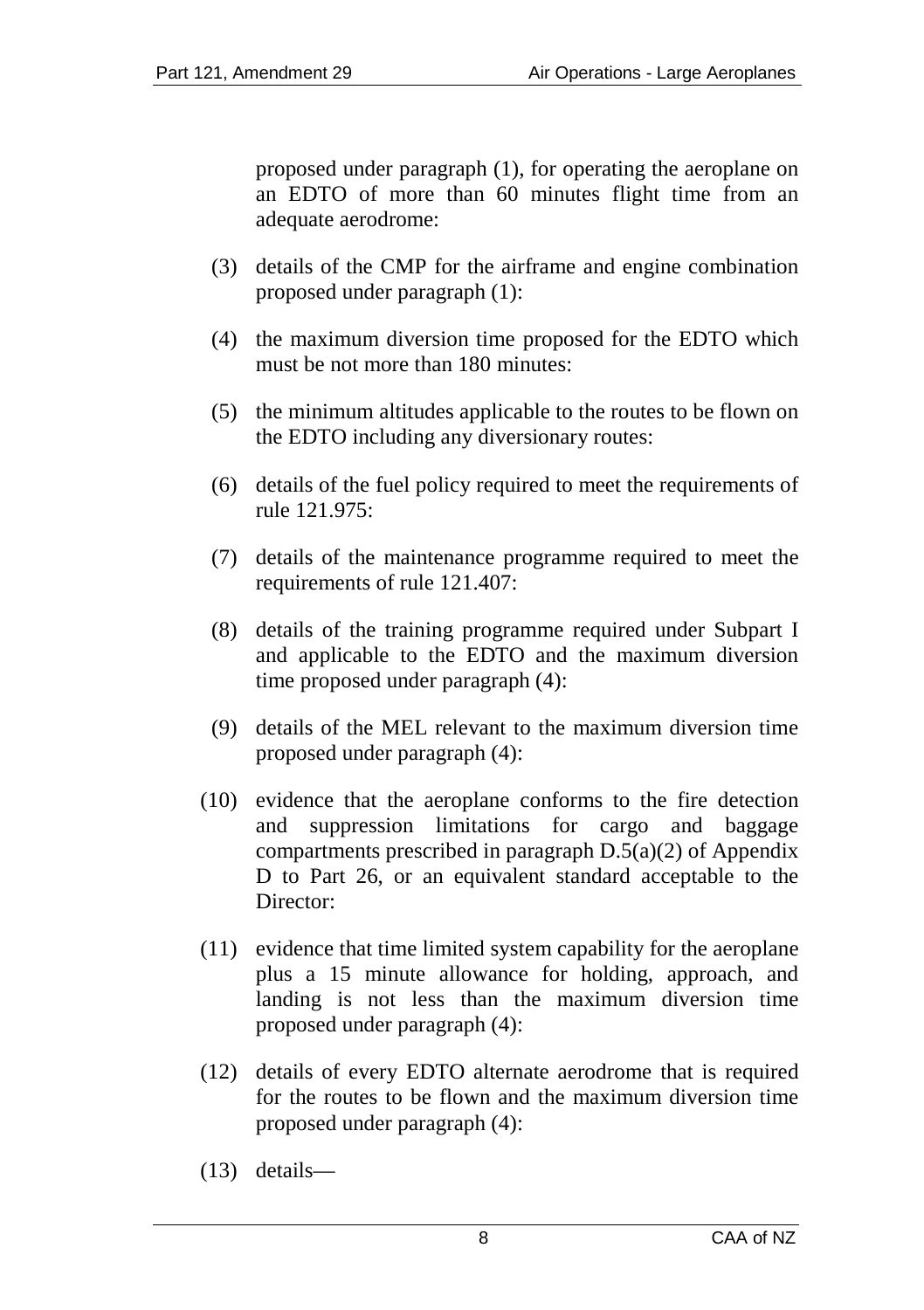proposed under paragraph (1), for operating the aeroplane on an EDTO of more than 60 minutes flight time from an adequate aerodrome:

(3) details of the CMP for the airframe and engine combination proposed under paragraph (1):

(4) the maximum diversion time proposed for the EDTO which must be not more than 180 minutes:

(5) the minimum altitudes applicable to the routes to be flown on the EDTO including any diversionary routes:

(6) details of the fuel policy required to meet the requirements of rule 121.975:

(7) details of the maintenance programme required to meet the requirements of rule 121.407:

(8) details of the training programme required under Subpart I and applicable to the EDTO and the maximum diversion time proposed under paragraph (4):

(9) details of the MEL relevant to the maximum diversion time proposed under paragraph (4):

(10) evidence that the aeroplane conforms to the fire detection and suppression limitations for cargo and baggage compartments prescribed in paragraph D.5(a)(2) of Appendix D to Part 26, or an equivalent standard acceptable to the Director:

(11) evidence that time limited system capability for the aeroplane plus a 15 minute allowance for holding, approach, and landing is not less than the maximum diversion time proposed under paragraph (4):

(12) details of every EDTO alternate aerodrome that is required for the routes to be flown and the maximum diversion time proposed under paragraph (4):

(13) details—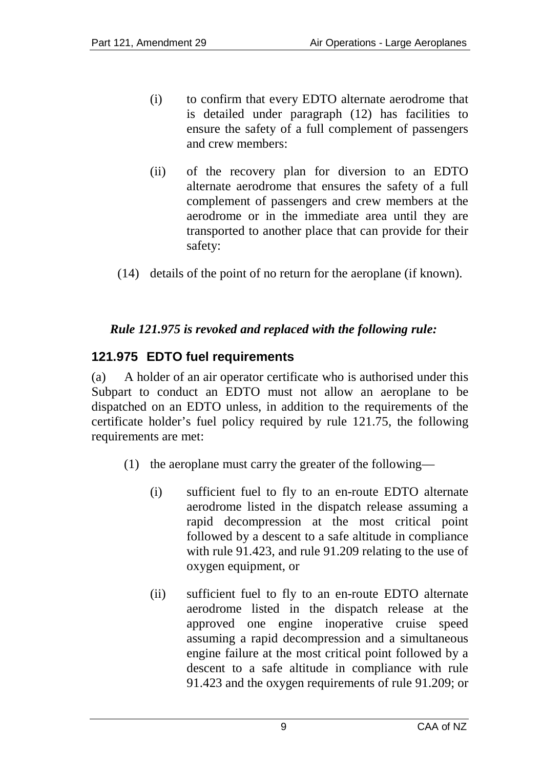(i) to confirm that every EDTO alternate aerodrome that is detailed under paragraph (12) has facilities to ensure the safety of a full complement of passengers and crew members:

(ii) of the recovery plan for diversion to an EDTO alternate aerodrome that ensures the safety of a full complement of passengers and crew members at the aerodrome or in the immediate area until they are transported to another place that can provide for their safety:

(14) details of the point of no return for the aeroplane (if known).

***Rule 121.975 is revoked and replaced with the following rule:***

### 121.975 EDTO fuel requirements

(a) A holder of an air operator certificate who is authorised under this Subpart to conduct an EDTO must not allow an aeroplane to be dispatched on an EDTO unless, in addition to the requirements of the certificate holder's fuel policy required by rule 121.75, the following requirements are met:

(1) the aeroplane must carry the greater of the following—

(i) sufficient fuel to fly to an en-route EDTO alternate aerodrome listed in the dispatch release assuming a rapid decompression at the most critical point followed by a descent to a safe altitude in compliance with rule 91.423, and rule 91.209 relating to the use of oxygen equipment, or

(ii) sufficient fuel to fly to an en-route EDTO alternate aerodrome listed in the dispatch release at the approved one engine inoperative cruise speed assuming a rapid decompression and a simultaneous engine failure at the most critical point followed by a descent to a safe altitude in compliance with rule 91.423 and the oxygen requirements of rule 91.209; or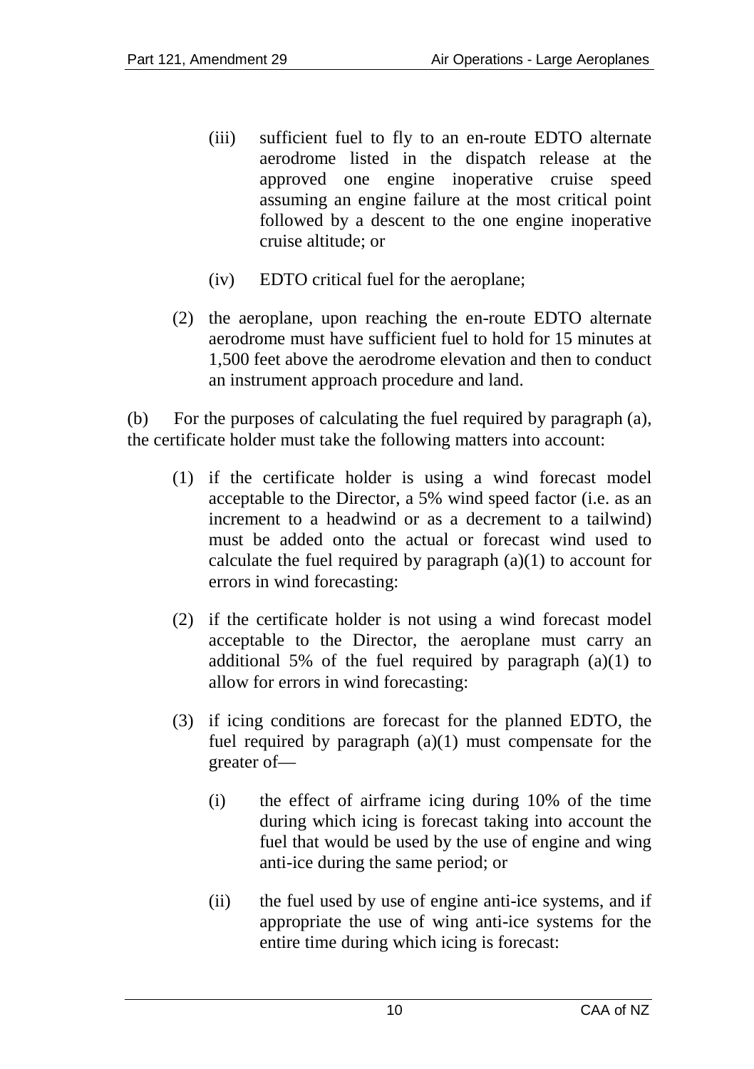(iii) sufficient fuel to fly to an en-route EDTO alternate aerodrome listed in the dispatch release at the approved one engine inoperative cruise speed assuming an engine failure at the most critical point followed by a descent to the one engine inoperative cruise altitude; or

(iv) EDTO critical fuel for the aeroplane;

(2) the aeroplane, upon reaching the en-route EDTO alternate aerodrome must have sufficient fuel to hold for 15 minutes at 1,500 feet above the aerodrome elevation and then to conduct an instrument approach procedure and land.

(b) For the purposes of calculating the fuel required by paragraph (a), the certificate holder must take the following matters into account:

(1) if the certificate holder is using a wind forecast model acceptable to the Director, a 5% wind speed factor (i.e. as an increment to a headwind or as a decrement to a tailwind) must be added onto the actual or forecast wind used to calculate the fuel required by paragraph (a)(1) to account for errors in wind forecasting:

(2) if the certificate holder is not using a wind forecast model acceptable to the Director, the aeroplane must carry an additional 5% of the fuel required by paragraph (a)(1) to allow for errors in wind forecasting:

(3) if icing conditions are forecast for the planned EDTO, the fuel required by paragraph (a)(1) must compensate for the greater of—

(i) the effect of airframe icing during 10% of the time during which icing is forecast taking into account the fuel that would be used by the use of engine and wing anti-ice during the same period; or

(ii) the fuel used by use of engine anti-ice systems, and if appropriate the use of wing anti-ice systems for the entire time during which icing is forecast: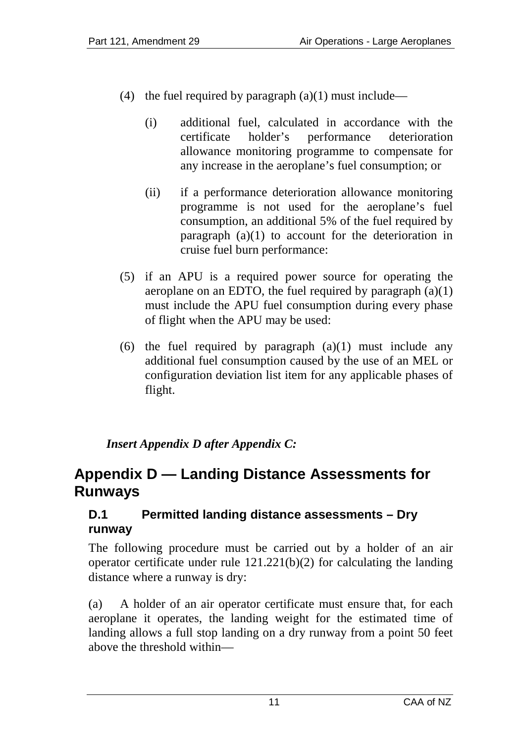(4) the fuel required by paragraph (a)(1) must include—

    (i) additional fuel, calculated in accordance with the certificate holder's performance deterioration allowance monitoring programme to compensate for any increase in the aeroplane's fuel consumption; or

    (ii) if a performance deterioration allowance monitoring programme is not used for the aeroplane's fuel consumption, an additional 5% of the fuel required by paragraph (a)(1) to account for the deterioration in cruise fuel burn performance:

(5) if an APU is a required power source for operating the aeroplane on an EDTO, the fuel required by paragraph (a)(1) must include the APU fuel consumption during every phase of flight when the APU may be used:

(6) the fuel required by paragraph (a)(1) must include any additional fuel consumption caused by the use of an MEL or configuration deviation list item for any applicable phases of flight.

***Insert Appendix D after Appendix C:***

## Appendix D — Landing Distance Assessments for Runways

### D.1 Permitted landing distance assessments – Dry runway

The following procedure must be carried out by a holder of an air operator certificate under rule 121.221(b)(2) for calculating the landing distance where a runway is dry:

(a) A holder of an air operator certificate must ensure that, for each aeroplane it operates, the landing weight for the estimated time of landing allows a full stop landing on a dry runway from a point 50 feet above the threshold within—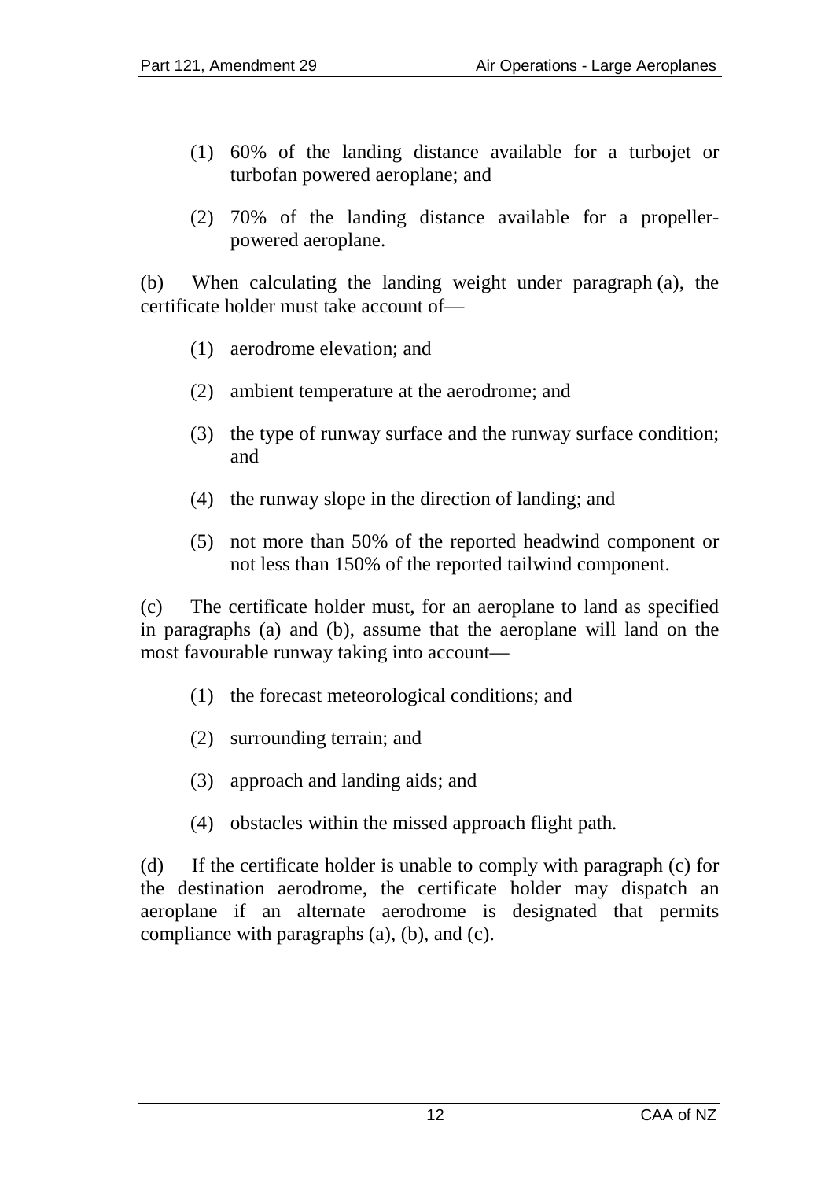(1) 60% of the landing distance available for a turbojet or turbofan powered aeroplane; and

(2) 70% of the landing distance available for a propeller-powered aeroplane.

(b) When calculating the landing weight under paragraph (a), the certificate holder must take account of—

(1) aerodrome elevation; and

(2) ambient temperature at the aerodrome; and

(3) the type of runway surface and the runway surface condition; and

(4) the runway slope in the direction of landing; and

(5) not more than 50% of the reported headwind component or not less than 150% of the reported tailwind component.

(c) The certificate holder must, for an aeroplane to land as specified in paragraphs (a) and (b), assume that the aeroplane will land on the most favourable runway taking into account—

(1) the forecast meteorological conditions; and

(2) surrounding terrain; and

(3) approach and landing aids; and

(4) obstacles within the missed approach flight path.

(d) If the certificate holder is unable to comply with paragraph (c) for the destination aerodrome, the certificate holder may dispatch an aeroplane if an alternate aerodrome is designated that permits compliance with paragraphs (a), (b), and (c).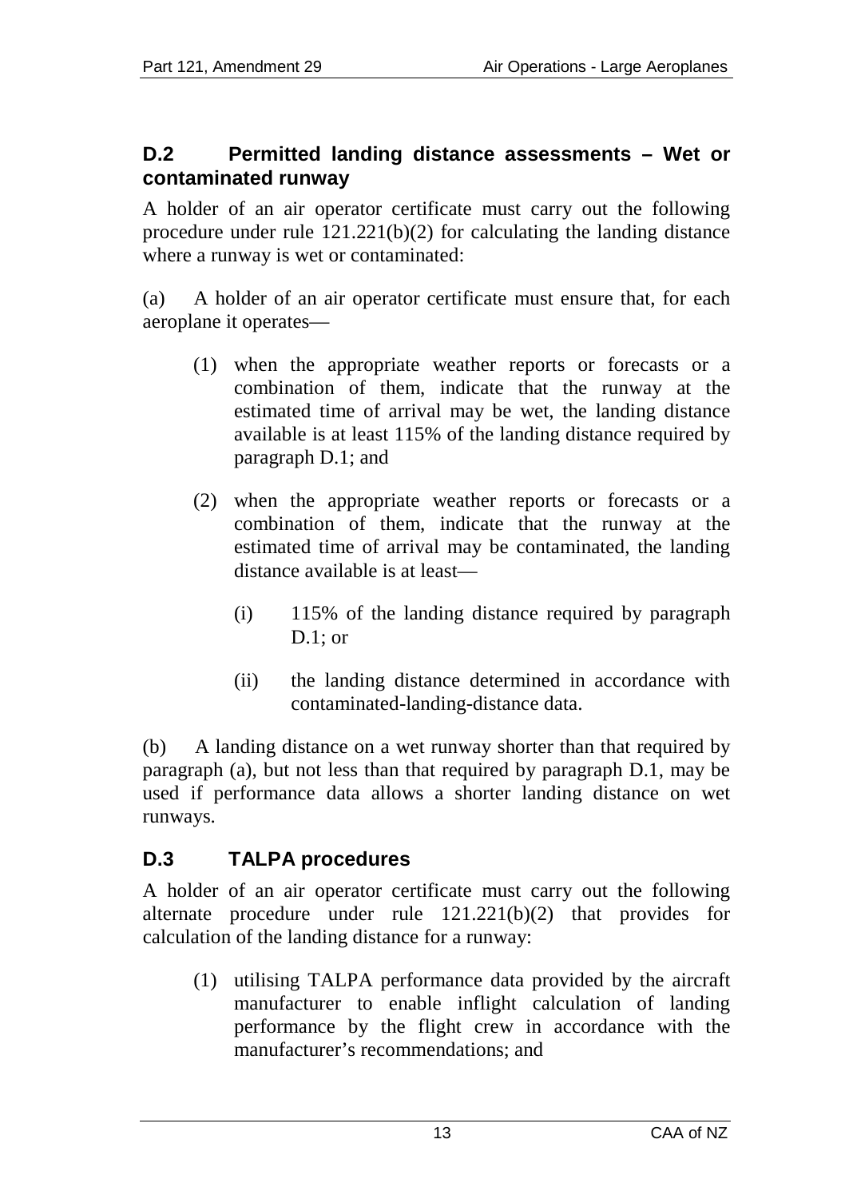## D.2 Permitted landing distance assessments – Wet or contaminated runway

A holder of an air operator certificate must carry out the following procedure under rule 121.221(b)(2) for calculating the landing distance where a runway is wet or contaminated:

(a) A holder of an air operator certificate must ensure that, for each aeroplane it operates—

- (1) when the appropriate weather reports or forecasts or a combination of them, indicate that the runway at the estimated time of arrival may be wet, the landing distance available is at least 115% of the landing distance required by paragraph D.1; and
- (2) when the appropriate weather reports or forecasts or a combination of them, indicate that the runway at the estimated time of arrival may be contaminated, the landing distance available is at least—
  - (i) 115% of the landing distance required by paragraph D.1; or
  - (ii) the landing distance determined in accordance with contaminated-landing-distance data.

(b) A landing distance on a wet runway shorter than that required by paragraph (a), but not less than that required by paragraph D.1, may be used if performance data allows a shorter landing distance on wet runways.

## D.3 TALPA procedures

A holder of an air operator certificate must carry out the following alternate procedure under rule 121.221(b)(2) that provides for calculation of the landing distance for a runway:

- (1) utilising TALPA performance data provided by the aircraft manufacturer to enable inflight calculation of landing performance by the flight crew in accordance with the manufacturer's recommendations; and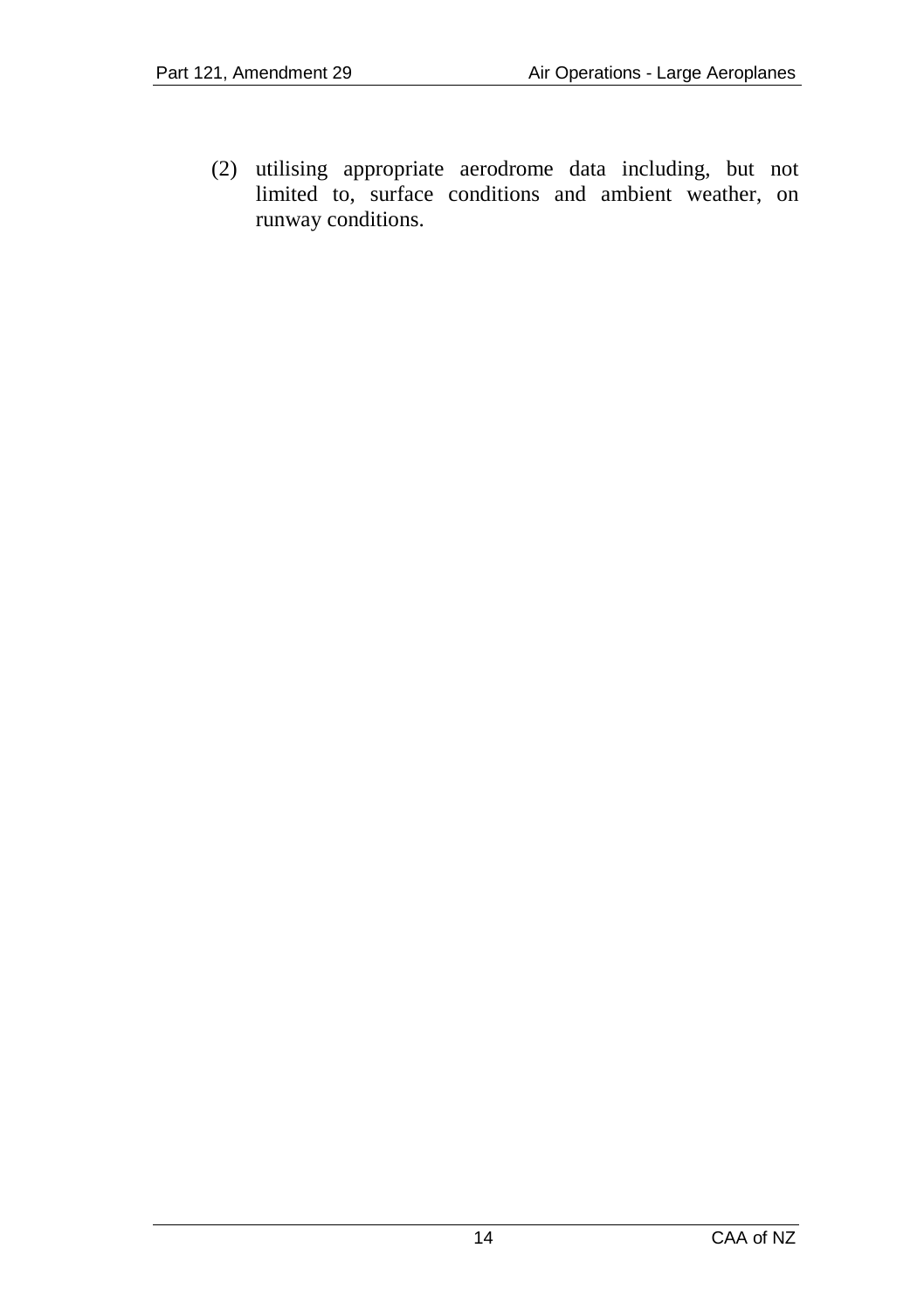(2) utilising appropriate aerodrome data including, but not limited to, surface conditions and ambient weather, on runway conditions.